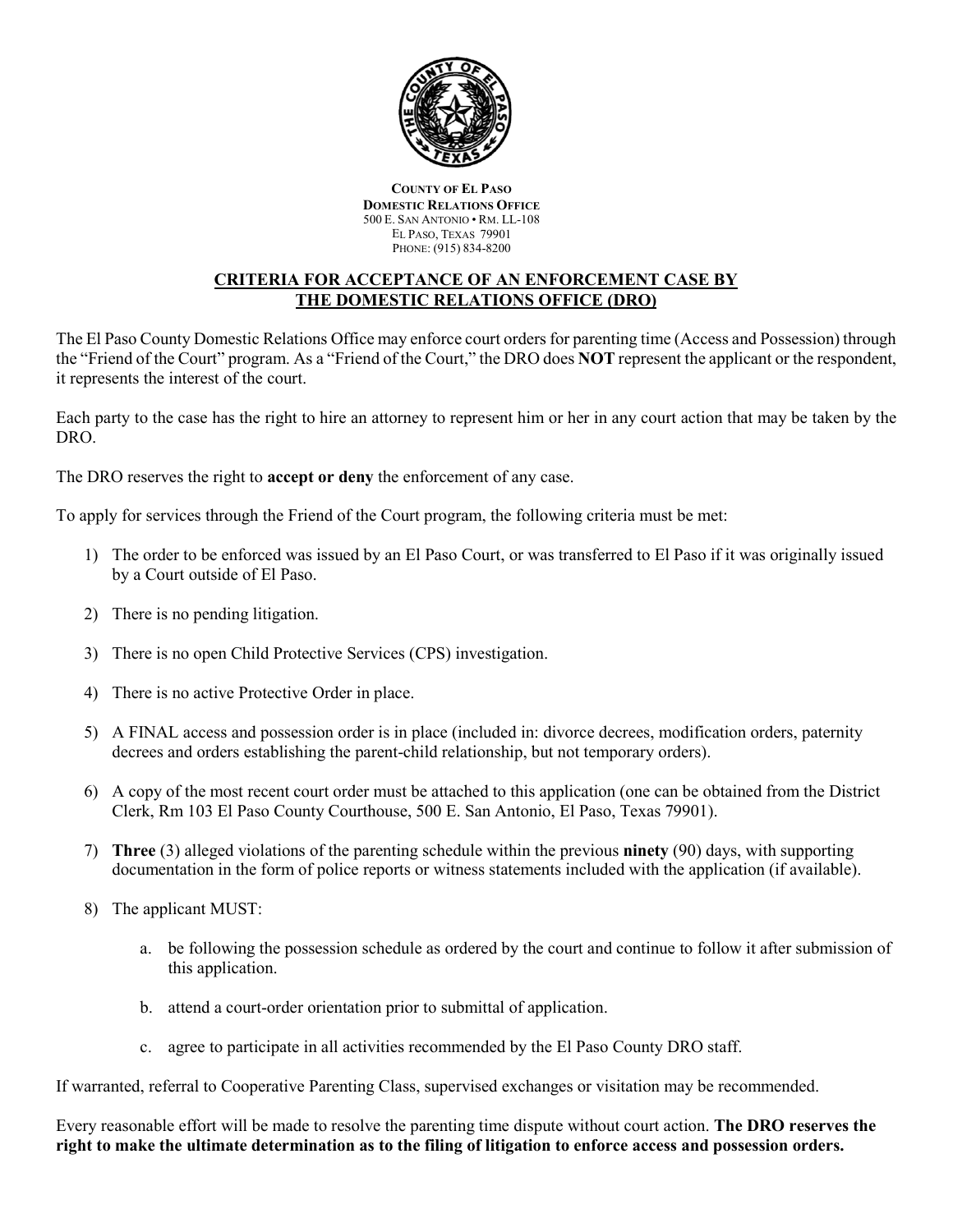**COUNTY OF EL PASO**
**DOMESTIC RELATIONS OFFICE**
500 E. SAN ANTONIO • RM. LL-108
EL PASO, TEXAS 79901
PHONE: (915) 834-8200

# CRITERIA FOR ACCEPTANCE OF AN ENFORCEMENT CASE BY THE DOMESTIC RELATIONS OFFICE (DRO)

The El Paso County Domestic Relations Office may enforce court orders for parenting time (Access and Possession) through the "Friend of the Court" program. As a "Friend of the Court," the DRO does **NOT** represent the applicant or the respondent, it represents the interest of the court.

Each party to the case has the right to hire an attorney to represent him or her in any court action that may be taken by the DRO.

The DRO reserves the right to **accept or deny** the enforcement of any case.

To apply for services through the Friend of the Court program, the following criteria must be met:

1) The order to be enforced was issued by an El Paso Court, or was transferred to El Paso if it was originally issued by a Court outside of El Paso.

2) There is no pending litigation.

3) There is no open Child Protective Services (CPS) investigation.

4) There is no active Protective Order in place.

5) A FINAL access and possession order is in place (included in: divorce decrees, modification orders, paternity decrees and orders establishing the parent-child relationship, but not temporary orders).

6) A copy of the most recent court order must be attached to this application (one can be obtained from the District Clerk, Rm 103 El Paso County Courthouse, 500 E. San Antonio, El Paso, Texas 79901).

7) **Three** (3) alleged violations of the parenting schedule within the previous **ninety** (90) days, with supporting documentation in the form of police reports or witness statements included with the application (if available).

8) The applicant MUST:

    a. be following the possession schedule as ordered by the court and continue to follow it after submission of this application.

    b. attend a court-order orientation prior to submittal of application.

    c. agree to participate in all activities recommended by the El Paso County DRO staff.

If warranted, referral to Cooperative Parenting Class, supervised exchanges or visitation may be recommended.

Every reasonable effort will be made to resolve the parenting time dispute without court action. **The DRO reserves the right to make the ultimate determination as to the filing of litigation to enforce access and possession orders.**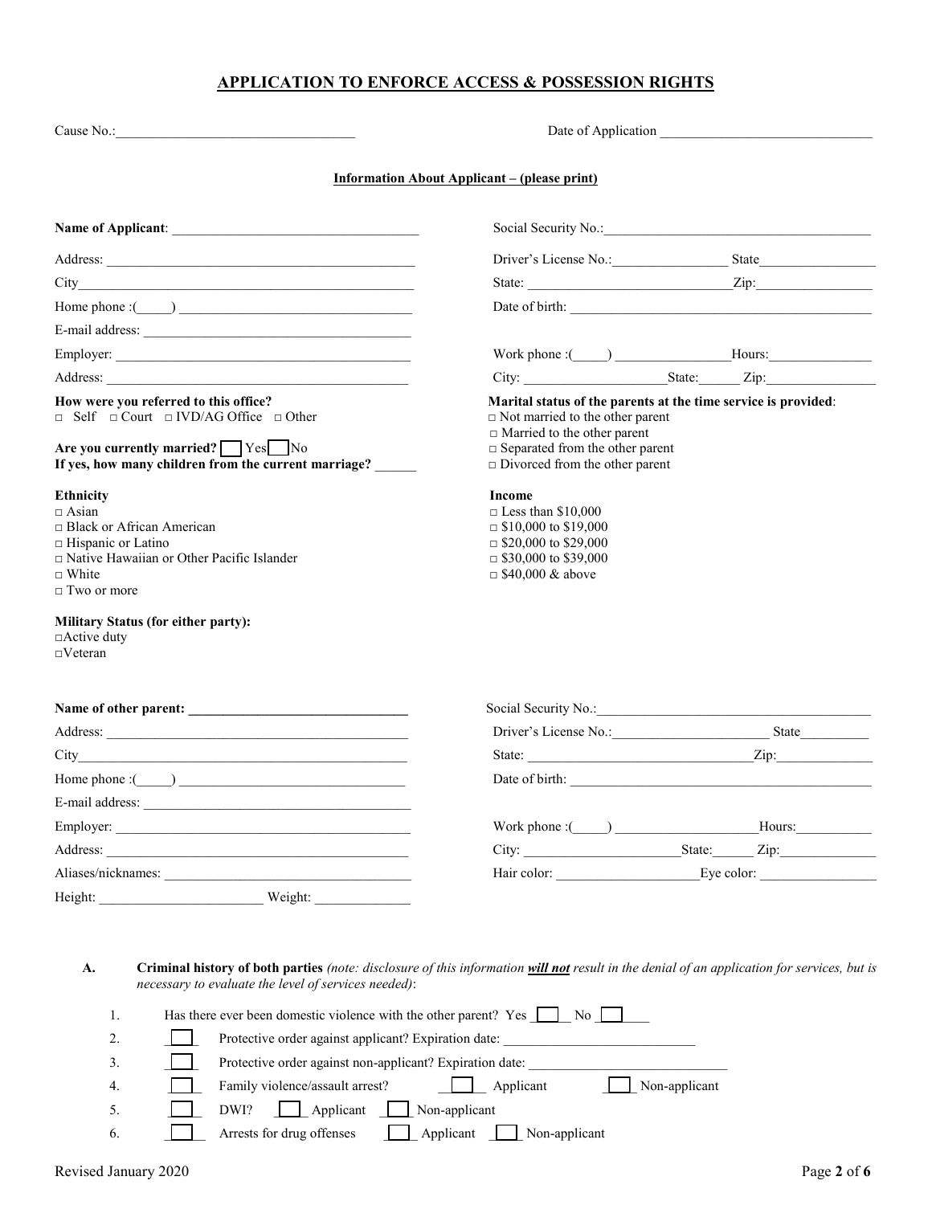# APPLICATION TO ENFORCE ACCESS & POSSESSION RIGHTS

Cause No.:___________________________________ Date of Application _______________________________

**Information About Applicant – (please print)**

**Name of Applicant**: ___________________________________

Social Security No.:________________________________________

Address: ___________________________________________

Driver's License No.:________________ State_________________

City_______________________________________________

State: ____________________________Zip:_________________

Home phone :(_____) _________________________________

Date of birth: _____________________________________________

E-mail address: ______________________________________

Employer: ___________________________________________

Work phone :(_____) ________________Hours:_______________

Address: ___________________________________________

City: ____________________State:______ Zip:________________

**How were you referred to this office?**
□ Self □ Court □ IVD/AG Office □ Other

**Are you currently married?** ☐ Yes ☐ No
**If yes, how many children from the current marriage?** ______

**Marital status of the parents at the time service is provided**:
□ Not married to the other parent
□ Married to the other parent
□ Separated from the other parent
□ Divorced from the other parent

**Ethnicity**
□ Asian
□ Black or African American
□ Hispanic or Latino
□ Native Hawaiian or Other Pacific Islander
□ White
□ Two or more

**Income**
□ Less than $10,000
□ $10,000 to $19,000
□ $20,000 to $29,000
□ $30,000 to $39,000
□ $40,000 & above

**Military Status (for either party):**
□Active duty
□Veteran

**Name of other parent: _______________________________**

Social Security No.:________________________________________

Address: ___________________________________________

Driver's License No.:______________________ State__________

City_______________________________________________

State: ________________________________Zip:______________

Home phone :(_____) _______________________________

Date of birth: _____________________________________________

E-mail address: ______________________________________

Employer: ___________________________________________

Work phone :(_____) ____________________Hours:___________

Address: ___________________________________________

City: ______________________State:______ Zip:______________

Aliases/nicknames: ____________________________________

Hair color: ____________________Eye color: _________________

Height: _______________________ Weight: _____________

**A. Criminal history of both parties** *(note: disclosure of this information* ***will not*** *result in the denial of an application for services, but is necessary to evaluate the level of services needed)*:

1. Has there ever been domestic violence with the other parent? Yes ☐ No ☐
2. ☐ Protective order against applicant? Expiration date: ___________________________
3. ☐ Protective order against non-applicant? Expiration date: ___________________________
4. ☐ Family violence/assault arrest? ☐ Applicant ☐ Non-applicant
5. ☐ DWI? ☐ Applicant ☐ Non-applicant
6. ☐ Arrests for drug offenses ☐ Applicant ☐ Non-applicant

Revised January 2020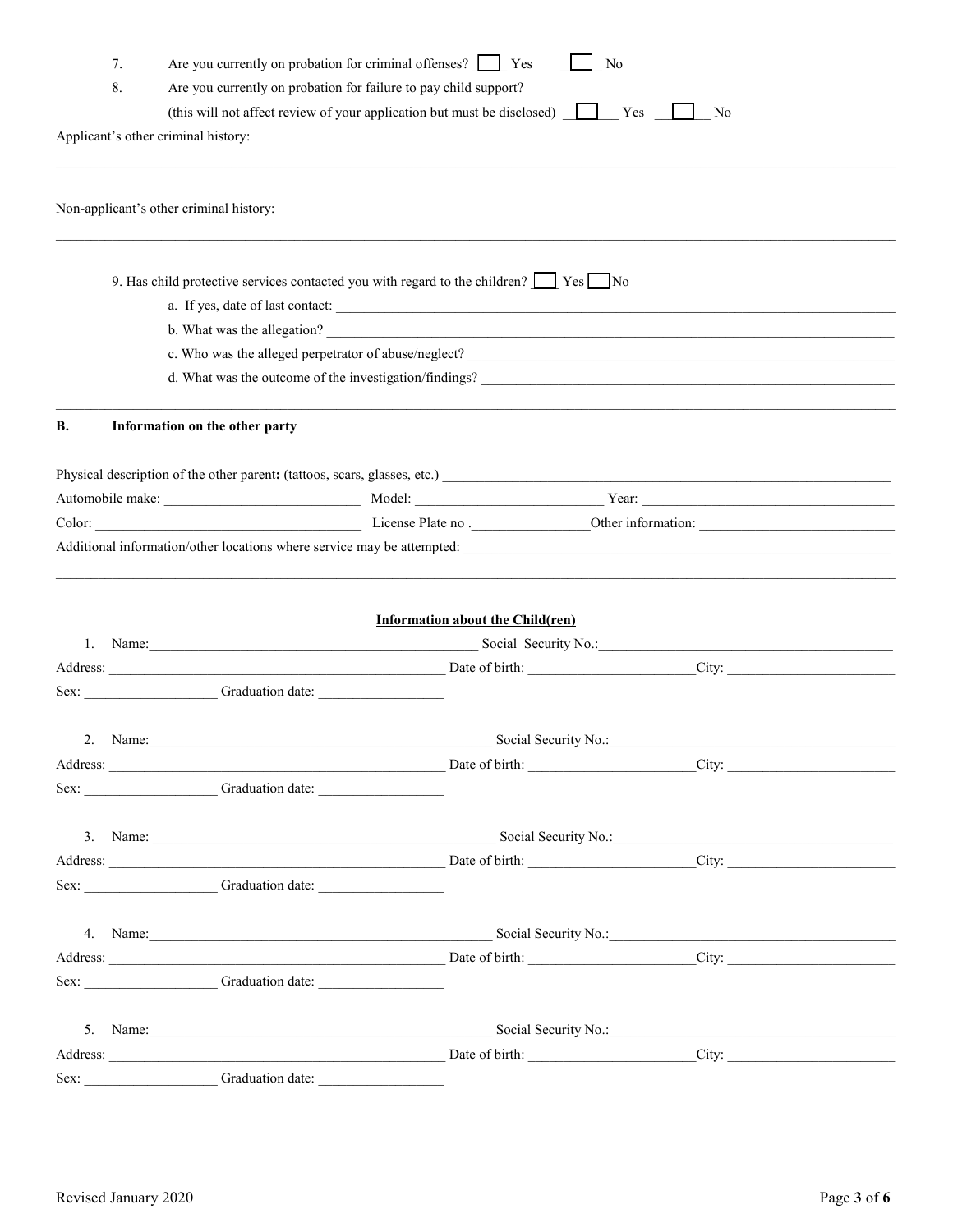7. Are you currently on probation for criminal offenses? ☐ Yes ☐ No
8. Are you currently on probation for failure to pay child support?
   (this will not affect review of your application but must be disclosed) ☐ Yes ☐ No

Applicant's other criminal history:

_______________________________________________________________________________

Non-applicant's other criminal history:

_______________________________________________________________________________

9. Has child protective services contacted you with regard to the children? ☐ Yes ☐ No
   - a. If yes, date of last contact: _______________
   - b. What was the allegation? _______________
   - c. Who was the alleged perpetrator of abuse/neglect? _______________
   - d. What was the outcome of the investigation/findings? _______________

_______________________________________________________________________________

**B. Information on the other party**

Physical description of the other parent**:** (tattoos, scars, glasses, etc.) _______________

Automobile make: _______________ Model: _______________ Year: _______________

Color: _______________ License Plate no . _______________ Other information: _______________

Additional information/other locations where service may be attempted: _______________

_______________________________________________________________________________

**Information about the Child(ren)**

1. Name: _______________ Social Security No.: _______________
   Address: _______________ Date of birth: _______________ City: _______________
   Sex: _______________ Graduation date: _______________

2. Name: _______________ Social Security No.: _______________
   Address: _______________ Date of birth: _______________ City: _______________
   Sex: _______________ Graduation date: _______________

3. Name: _______________ Social Security No.: _______________
   Address: _______________ Date of birth: _______________ City: _______________
   Sex: _______________ Graduation date: _______________

4. Name: _______________ Social Security No.: _______________
   Address: _______________ Date of birth: _______________ City: _______________
   Sex: _______________ Graduation date: _______________

5. Name: _______________ Social Security No.: _______________
   Address: _______________ Date of birth: _______________ City: _______________
   Sex: _______________ Graduation date: _______________

Revised January 2020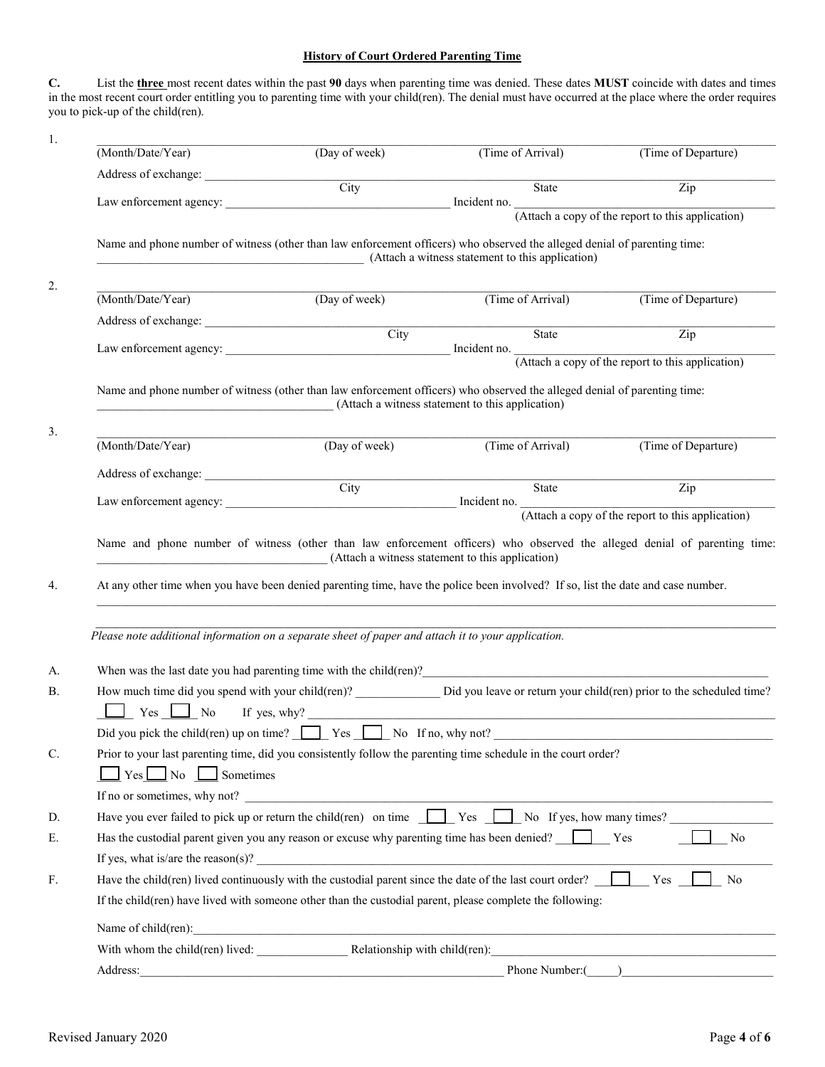**History of Court Ordered Parenting Time**

**C.** List the **three** most recent dates within the past **90** days when parenting time was denied. These dates **MUST** coincide with dates and times in the most recent court order entitling you to parenting time with your child(ren). The denial must have occurred at the place where the order requires you to pick-up of the child(ren).

1. ______________________________________________________________________________

(Month/Date/Year) (Day of week) (Time of Arrival) (Time of Departure)

Address of exchange: ______________________________________________________________

City State Zip

Law enforcement agency: ____________________________ Incident no. ____________________

(Attach a copy of the report to this application)

Name and phone number of witness (other than law enforcement officers) who observed the alleged denial of parenting time:
____________________________________ (Attach a witness statement to this application)

2. ______________________________________________________________________________

(Month/Date/Year) (Day of week) (Time of Arrival) (Time of Departure)

Address of exchange: ______________________________________________________________

City State Zip

Law enforcement agency: ____________________________ Incident no. ____________________

(Attach a copy of the report to this application)

Name and phone number of witness (other than law enforcement officers) who observed the alleged denial of parenting time:
____________________________________ (Attach a witness statement to this application)

3. ______________________________________________________________________________

(Month/Date/Year) (Day of week) (Time of Arrival) (Time of Departure)

Address of exchange: ______________________________________________________________

City State Zip

Law enforcement agency: ____________________________ Incident no. ____________________

(Attach a copy of the report to this application)

Name and phone number of witness (other than law enforcement officers) who observed the alleged denial of parenting time:
____________________________________ (Attach a witness statement to this application)

4. At any other time when you have been denied parenting time, have the police been involved? If so, list the date and case number.

______________________________________________________________________________

______________________________________________________________________________

*Please note additional information on a separate sheet of paper and attach it to your application.*

A. When was the last date you had parenting time with the child(ren)?______________________________

B. How much time did you spend with your child(ren)? ____________ Did you leave or return your child(ren) prior to the scheduled time?
☐ Yes ☐ No If yes, why? ______________________________________________________________

Did you pick the child(ren) up on time? ☐ Yes ☐ No If no, why not? __________________________

C. Prior to your last parenting time, did you consistently follow the parenting time schedule in the court order?
☐ Yes ☐ No ☐ Sometimes

If no or sometimes, why not? ____________________________________________________________

D. Have you ever failed to pick up or return the child(ren) on time ☐ Yes ☐ No If yes, how many times? ____________

E. Has the custodial parent given you any reason or excuse why parenting time has been denied? ☐ Yes ☐ No

If yes, what is/are the reason(s)? __________________________________________________________

F. Have the child(ren) lived continuously with the custodial parent since the date of the last court order? ☐ Yes ☐ No

If the child(ren) have lived with someone other than the custodial parent, please complete the following:

Name of child(ren):_____________________________________________________________________

With whom the child(ren) lived: ______________ Relationship with child(ren):______________________

Address:_______________________________________________ Phone Number:(_____)_____________________

Revised January 2020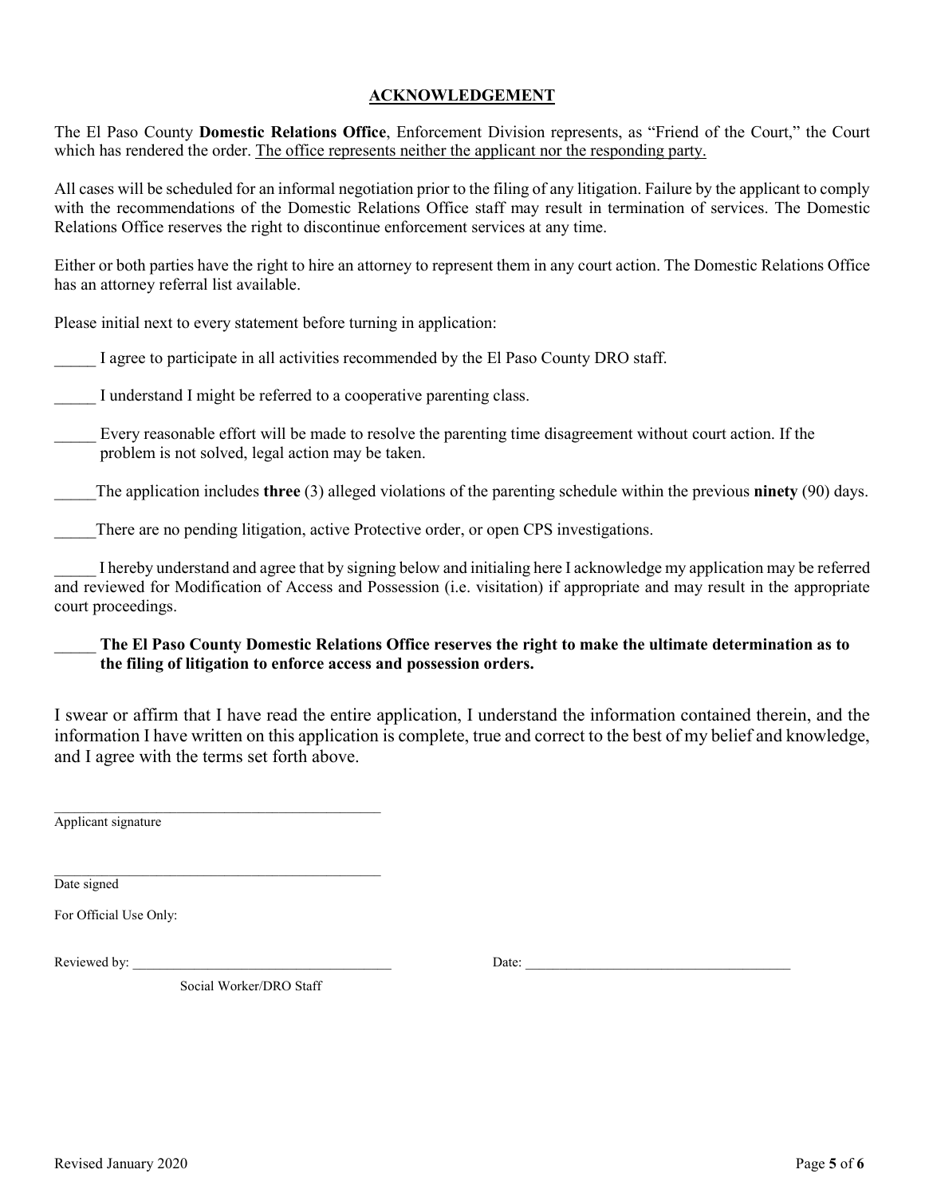## ACKNOWLEDGEMENT

The El Paso County **Domestic Relations Office**, Enforcement Division represents, as "Friend of the Court," the Court which has rendered the order. The office represents neither the applicant nor the responding party.

All cases will be scheduled for an informal negotiation prior to the filing of any litigation. Failure by the applicant to comply with the recommendations of the Domestic Relations Office staff may result in termination of services. The Domestic Relations Office reserves the right to discontinue enforcement services at any time.

Either or both parties have the right to hire an attorney to represent them in any court action. The Domestic Relations Office has an attorney referral list available.

Please initial next to every statement before turning in application:

_____ I agree to participate in all activities recommended by the El Paso County DRO staff.

_____ I understand I might be referred to a cooperative parenting class.

_____ Every reasonable effort will be made to resolve the parenting time disagreement without court action. If the problem is not solved, legal action may be taken.

_____The application includes **three** (3) alleged violations of the parenting schedule within the previous **ninety** (90) days.

_____There are no pending litigation, active Protective order, or open CPS investigations.

_____ I hereby understand and agree that by signing below and initialing here I acknowledge my application may be referred and reviewed for Modification of Access and Possession (i.e. visitation) if appropriate and may result in the appropriate court proceedings.

_____ **The El Paso County Domestic Relations Office reserves the right to make the ultimate determination as to the filing of litigation to enforce access and possession orders.**

I swear or affirm that I have read the entire application, I understand the information contained therein, and the information I have written on this application is complete, true and correct to the best of my belief and knowledge, and I agree with the terms set forth above.

_______________________________________________
Applicant signature

_______________________________________________
Date signed

For Official Use Only:

Reviewed by: _____________________________________ Date: _____________________________________
Social Worker/DRO Staff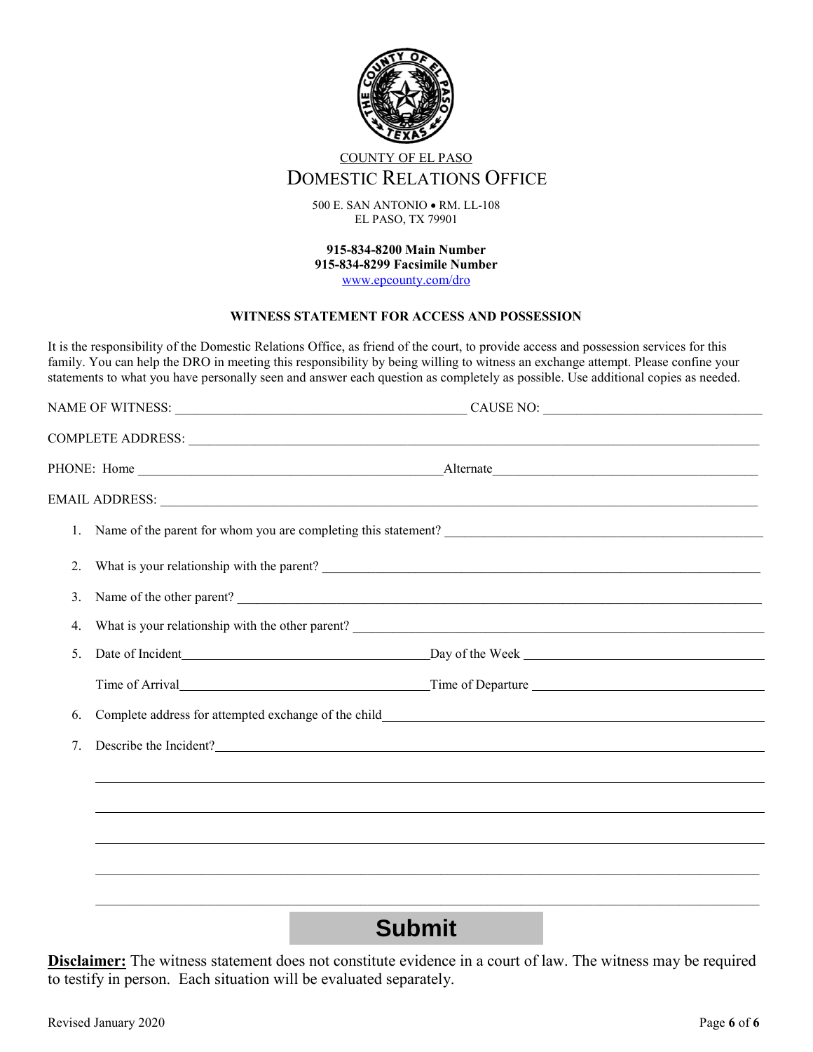COUNTY OF EL PASO

# DOMESTIC RELATIONS OFFICE

500 E. SAN ANTONIO • RM. LL-108
EL PASO, TX 79901

**915-834-8200 Main Number**
**915-834-8299 Facsimile Number**
www.epcounty.com/dro

## WITNESS STATEMENT FOR ACCESS AND POSSESSION

It is the responsibility of the Domestic Relations Office, as friend of the court, to provide access and possession services for this family. You can help the DRO in meeting this responsibility by being willing to witness an exchange attempt. Please confine your statements to what you have personally seen and answer each question as completely as possible. Use additional copies as needed.

NAME OF WITNESS: ________________________ CAUSE NO: ________________________

COMPLETE ADDRESS: ________________________________________________

PHONE: Home ________________________ Alternate ________________________

EMAIL ADDRESS: ________________________________________________

1. Name of the parent for whom you are completing this statement? ________________________
2. What is your relationship with the parent? ________________________
3. Name of the other parent? ________________________
4. What is your relationship with the other parent? ________________________
5. Date of Incident ________________ Day of the Week ________________

   Time of Arrival ________________ Time of Departure ________________
6. Complete address for attempted exchange of the child ________________________
7. Describe the Incident? ________________________________________________

   ________________________________________________

   ________________________________________________

   ________________________________________________

   ________________________________________________

   ________________________________________________

**Submit**

**Disclaimer:** The witness statement does not constitute evidence in a court of law. The witness may be required to testify in person. Each situation will be evaluated separately.

Revised January 2020